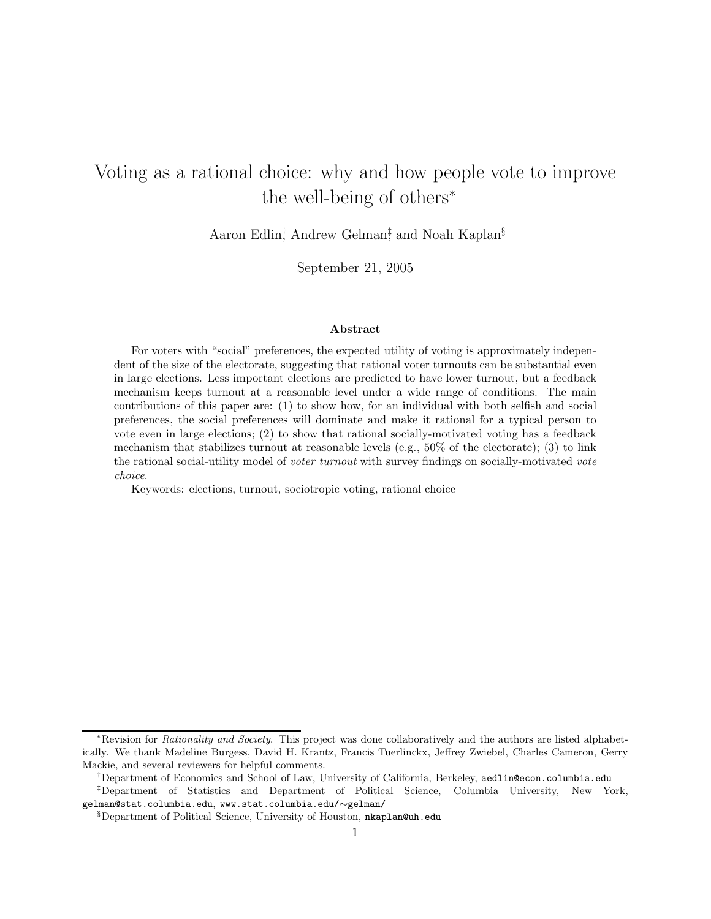# Voting as a rational choice: why and how people vote to improve the well-being of others*

Aaron Edlin[†], Andrew Gelman[‡], and Noah Kaplan[§]

September 21, 2005

## Abstract

For voters with "social" preferences, the expected utility of voting is approximately independent of the size of the electorate, suggesting that rational voter turnouts can be substantial even in large elections. Less important elections are predicted to have lower turnout, but a feedback mechanism keeps turnout at a reasonable level under a wide range of conditions. The main contributions of this paper are: (1) to show how, for an individual with both selfish and social preferences, the social preferences will dominate and make it rational for a typical person to vote even in large elections; (2) to show that rational socially-motivated voting has a feedback mechanism that stabilizes turnout at reasonable levels (e.g., 50% of the electorate); (3) to link the rational social-utility model of *voter turnout* with survey findings on socially-motivated *vote choice*.

Keywords: elections, turnout, sociotropic voting, rational choice

---

*Revision for *Rationality and Society*. This project was done collaboratively and the authors are listed alphabetically. We thank Madeline Burgess, David H. Krantz, Francis Tuerlinckx, Jeffrey Zwiebel, Charles Cameron, Gerry Mackie, and several reviewers for helpful comments.

[†]Department of Economics and School of Law, University of California, Berkeley, aedlin@econ.columbia.edu

[‡]Department of Statistics and Department of Political Science, Columbia University, New York, gelman@stat.columbia.edu, www.stat.columbia.edu/∼gelman/

[§]Department of Political Science, University of Houston, nkaplan@uh.edu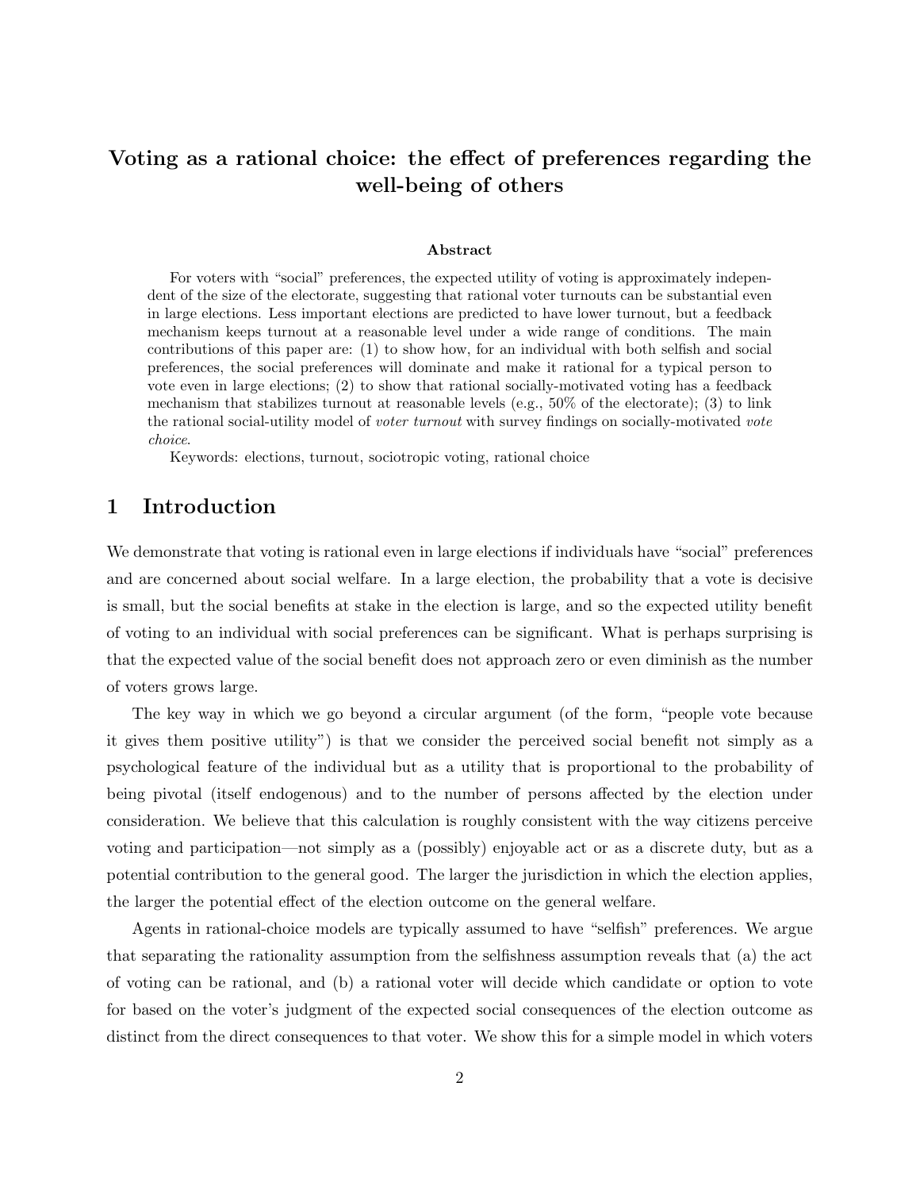# Voting as a rational choice: the effect of preferences regarding the well-being of others

**Abstract**

For voters with "social" preferences, the expected utility of voting is approximately independent of the size of the electorate, suggesting that rational voter turnouts can be substantial even in large elections. Less important elections are predicted to have lower turnout, but a feedback mechanism keeps turnout at a reasonable level under a wide range of conditions. The main contributions of this paper are: (1) to show how, for an individual with both selfish and social preferences, the social preferences will dominate and make it rational for a typical person to vote even in large elections; (2) to show that rational socially-motivated voting has a feedback mechanism that stabilizes turnout at reasonable levels (e.g., 50% of the electorate); (3) to link the rational social-utility model of *voter turnout* with survey findings on socially-motivated *vote choice*.

Keywords: elections, turnout, sociotropic voting, rational choice

## 1 Introduction

We demonstrate that voting is rational even in large elections if individuals have "social" preferences and are concerned about social welfare. In a large election, the probability that a vote is decisive is small, but the social benefits at stake in the election is large, and so the expected utility benefit of voting to an individual with social preferences can be significant. What is perhaps surprising is that the expected value of the social benefit does not approach zero or even diminish as the number of voters grows large.

The key way in which we go beyond a circular argument (of the form, "people vote because it gives them positive utility") is that we consider the perceived social benefit not simply as a psychological feature of the individual but as a utility that is proportional to the probability of being pivotal (itself endogenous) and to the number of persons affected by the election under consideration. We believe that this calculation is roughly consistent with the way citizens perceive voting and participation—not simply as a (possibly) enjoyable act or as a discrete duty, but as a potential contribution to the general good. The larger the jurisdiction in which the election applies, the larger the potential effect of the election outcome on the general welfare.

Agents in rational-choice models are typically assumed to have "selfish" preferences. We argue that separating the rationality assumption from the selfishness assumption reveals that (a) the act of voting can be rational, and (b) a rational voter will decide which candidate or option to vote for based on the voter's judgment of the expected social consequences of the election outcome as distinct from the direct consequences to that voter. We show this for a simple model in which voters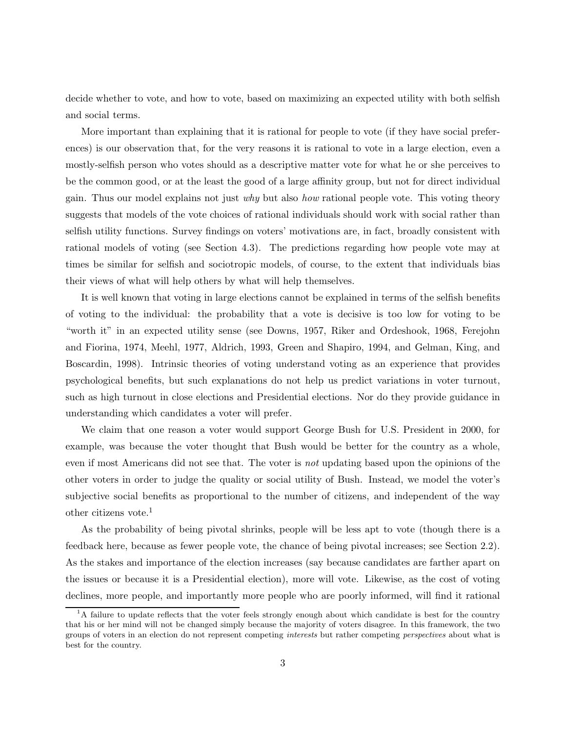decide whether to vote, and how to vote, based on maximizing an expected utility with both selfish and social terms.

More important than explaining that it is rational for people to vote (if they have social preferences) is our observation that, for the very reasons it is rational to vote in a large election, even a mostly-selfish person who votes should as a descriptive matter vote for what he or she perceives to be the common good, or at the least the good of a large affinity group, but not for direct individual gain. Thus our model explains not just *why* but also *how* rational people vote. This voting theory suggests that models of the vote choices of rational individuals should work with social rather than selfish utility functions. Survey findings on voters' motivations are, in fact, broadly consistent with rational models of voting (see Section 4.3). The predictions regarding how people vote may at times be similar for selfish and sociotropic models, of course, to the extent that individuals bias their views of what will help others by what will help themselves.

It is well known that voting in large elections cannot be explained in terms of the selfish benefits of voting to the individual: the probability that a vote is decisive is too low for voting to be "worth it" in an expected utility sense (see Downs, 1957, Riker and Ordeshook, 1968, Ferejohn and Fiorina, 1974, Meehl, 1977, Aldrich, 1993, Green and Shapiro, 1994, and Gelman, King, and Boscardin, 1998). Intrinsic theories of voting understand voting as an experience that provides psychological benefits, but such explanations do not help us predict variations in voter turnout, such as high turnout in close elections and Presidential elections. Nor do they provide guidance in understanding which candidates a voter will prefer.

We claim that one reason a voter would support George Bush for U.S. President in 2000, for example, was because the voter thought that Bush would be better for the country as a whole, even if most Americans did not see that. The voter is *not* updating based upon the opinions of the other voters in order to judge the quality or social utility of Bush. Instead, we model the voter's subjective social benefits as proportional to the number of citizens, and independent of the way other citizens vote.[1]

As the probability of being pivotal shrinks, people will be less apt to vote (though there is a feedback here, because as fewer people vote, the chance of being pivotal increases; see Section 2.2). As the stakes and importance of the election increases (say because candidates are farther apart on the issues or because it is a Presidential election), more will vote. Likewise, as the cost of voting declines, more people, and importantly more people who are poorly informed, will find it rational

[1] A failure to update reflects that the voter feels strongly enough about which candidate is best for the country that his or her mind will not be changed simply because the majority of voters disagree. In this framework, the two groups of voters in an election do not represent competing *interests* but rather competing *perspectives* about what is best for the country.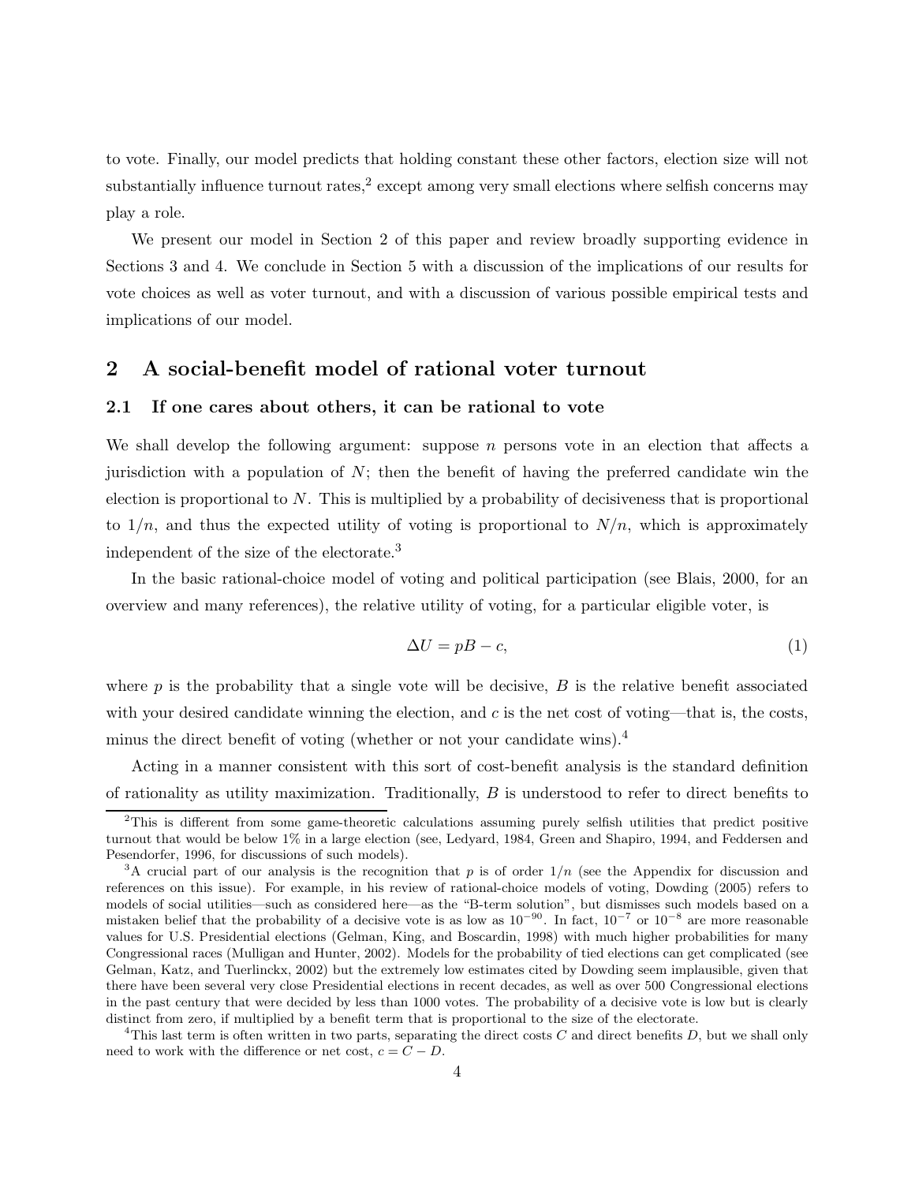to vote. Finally, our model predicts that holding constant these other factors, election size will not substantially influence turnout rates,[2] except among very small elections where selfish concerns may play a role.

We present our model in Section 2 of this paper and review broadly supporting evidence in Sections 3 and 4. We conclude in Section 5 with a discussion of the implications of our results for vote choices as well as voter turnout, and with a discussion of various possible empirical tests and implications of our model.

## 2 A social-benefit model of rational voter turnout

### 2.1 If one cares about others, it can be rational to vote

We shall develop the following argument: suppose $n$ persons vote in an election that affects a jurisdiction with a population of $N$; then the benefit of having the preferred candidate win the election is proportional to $N$. This is multiplied by a probability of decisiveness that is proportional to $1/n$, and thus the expected utility of voting is proportional to $N/n$, which is approximately independent of the size of the electorate.[3]

In the basic rational-choice model of voting and political participation (see Blais, 2000, for an overview and many references), the relative utility of voting, for a particular eligible voter, is

$$\Delta U = pB - c, \tag{1}$$

where $p$ is the probability that a single vote will be decisive, $B$ is the relative benefit associated with your desired candidate winning the election, and $c$ is the net cost of voting—that is, the costs, minus the direct benefit of voting (whether or not your candidate wins).[4]

Acting in a manner consistent with this sort of cost-benefit analysis is the standard definition of rationality as utility maximization. Traditionally, $B$ is understood to refer to direct benefits to

---

[2] This is different from some game-theoretic calculations assuming purely selfish utilities that predict positive turnout that would be below 1% in a large election (see, Ledyard, 1984, Green and Shapiro, 1994, and Feddersen and Pesendorfer, 1996, for discussions of such models).

[3] A crucial part of our analysis is the recognition that $p$ is of order $1/n$ (see the Appendix for discussion and references on this issue). For example, in his review of rational-choice models of voting, Dowding (2005) refers to models of social utilities—such as considered here—as the "B-term solution", but dismisses such models based on a mistaken belief that the probability of a decisive vote is as low as $10^{-90}$. In fact, $10^{-7}$ or $10^{-8}$ are more reasonable values for U.S. Presidential elections (Gelman, King, and Boscardin, 1998) with much higher probabilities for many Congressional races (Mulligan and Hunter, 2002). Models for the probability of tied elections can get complicated (see Gelman, Katz, and Tuerlinckx, 2002) but the extremely low estimates cited by Dowding seem implausible, given that there have been several very close Presidential elections in recent decades, as well as over 500 Congressional elections in the past century that were decided by less than 1000 votes. The probability of a decisive vote is low but is clearly distinct from zero, if multiplied by a benefit term that is proportional to the size of the electorate.

[4] This last term is often written in two parts, separating the direct costs $C$ and direct benefits $D$, but we shall only need to work with the difference or net cost, $c = C - D$.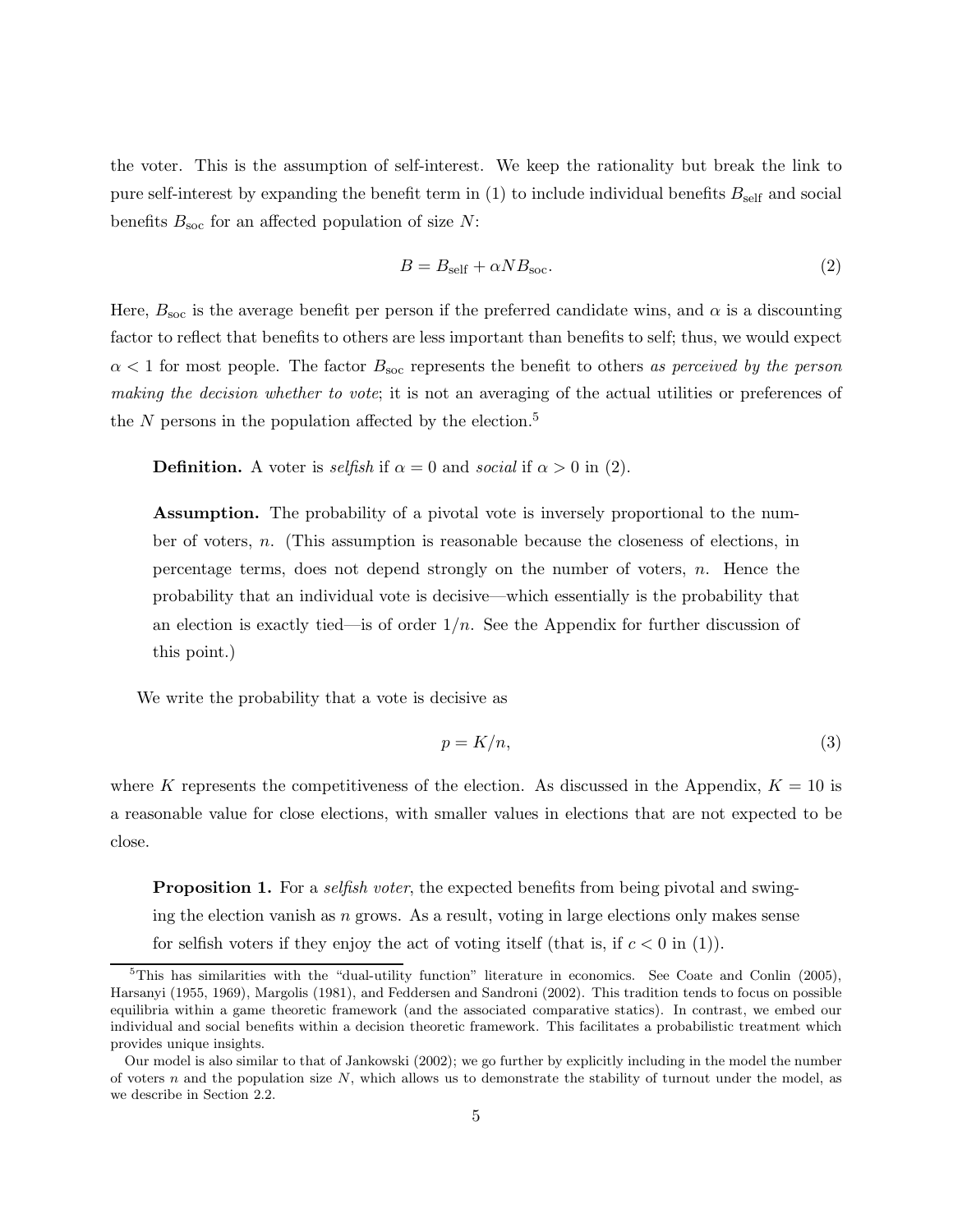the voter. This is the assumption of self-interest. We keep the rationality but break the link to pure self-interest by expanding the benefit term in (1) to include individual benefits $B_{\text{self}}$ and social benefits $B_{\text{soc}}$ for an affected population of size $N$:

$$B = B_{\text{self}} + \alpha N B_{\text{soc}}. \tag{2}$$

Here, $B_{\text{soc}}$ is the average benefit per person if the preferred candidate wins, and $\alpha$ is a discounting factor to reflect that benefits to others are less important than benefits to self; thus, we would expect $\alpha < 1$ for most people. The factor $B_{\text{soc}}$ represents the benefit to others *as perceived by the person making the decision whether to vote*; it is not an averaging of the actual utilities or preferences of the $N$ persons in the population affected by the election.[5]

**Definition.** A voter is *selfish* if $\alpha = 0$ and *social* if $\alpha > 0$ in (2).

**Assumption.** The probability of a pivotal vote is inversely proportional to the number of voters, $n$. (This assumption is reasonable because the closeness of elections, in percentage terms, does not depend strongly on the number of voters, $n$. Hence the probability that an individual vote is decisive—which essentially is the probability that an election is exactly tied—is of order $1/n$. See the Appendix for further discussion of this point.)

We write the probability that a vote is decisive as

$$p = K/n, \tag{3}$$

where $K$ represents the competitiveness of the election. As discussed in the Appendix, $K = 10$ is a reasonable value for close elections, with smaller values in elections that are not expected to be close.

**Proposition 1.** For a *selfish voter*, the expected benefits from being pivotal and swinging the election vanish as $n$ grows. As a result, voting in large elections only makes sense for selfish voters if they enjoy the act of voting itself (that is, if $c < 0$ in (1)).

---

[5] This has similarities with the "dual-utility function" literature in economics. See Coate and Conlin (2005), Harsanyi (1955, 1969), Margolis (1981), and Feddersen and Sandroni (2002). This tradition tends to focus on possible equilibria within a game theoretic framework (and the associated comparative statics). In contrast, we embed our individual and social benefits within a decision theoretic framework. This facilitates a probabilistic treatment which provides unique insights.

Our model is also similar to that of Jankowski (2002); we go further by explicitly including in the model the number of voters $n$ and the population size $N$, which allows us to demonstrate the stability of turnout under the model, as we describe in Section 2.2.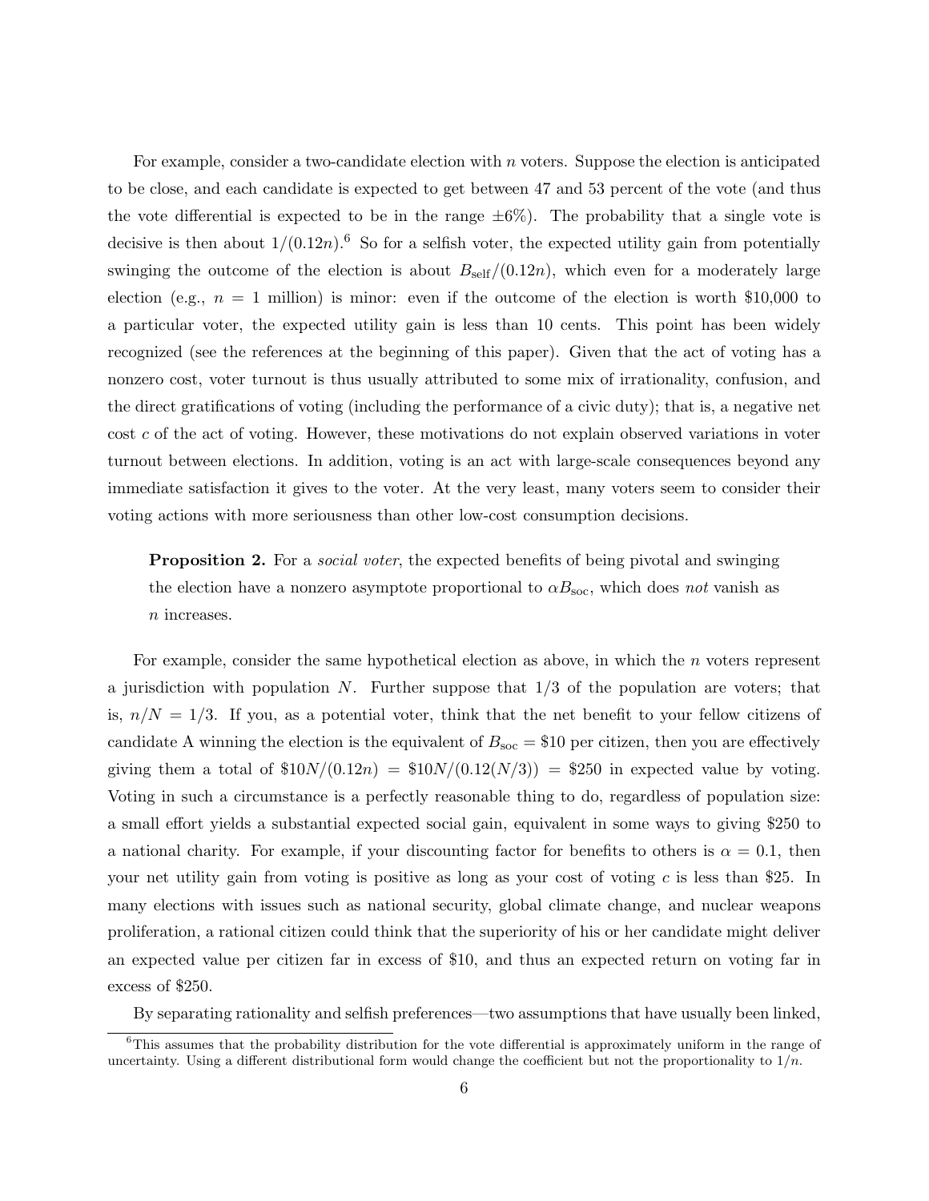For example, consider a two-candidate election with $n$ voters. Suppose the election is anticipated to be close, and each candidate is expected to get between 47 and 53 percent of the vote (and thus the vote differential is expected to be in the range $\pm 6\%$). The probability that a single vote is decisive is then about $1/(0.12n)$.[6] So for a selfish voter, the expected utility gain from potentially swinging the outcome of the election is about $B_{\text{self}}/(0.12n)$, which even for a moderately large election (e.g., $n = 1$ million) is minor: even if the outcome of the election is worth \$10,000 to a particular voter, the expected utility gain is less than 10 cents. This point has been widely recognized (see the references at the beginning of this paper). Given that the act of voting has a nonzero cost, voter turnout is thus usually attributed to some mix of irrationality, confusion, and the direct gratifications of voting (including the performance of a civic duty); that is, a negative net cost $c$ of the act of voting. However, these motivations do not explain observed variations in voter turnout between elections. In addition, voting is an act with large-scale consequences beyond any immediate satisfaction it gives to the voter. At the very least, many voters seem to consider their voting actions with more seriousness than other low-cost consumption decisions.

> **Proposition 2.** For a *social voter*, the expected benefits of being pivotal and swinging the election have a nonzero asymptote proportional to $\alpha B_{\text{soc}}$, which does *not* vanish as $n$ increases.

For example, consider the same hypothetical election as above, in which the $n$ voters represent a jurisdiction with population $N$. Further suppose that 1/3 of the population are voters; that is, $n/N = 1/3$. If you, as a potential voter, think that the net benefit to your fellow citizens of candidate A winning the election is the equivalent of $B_{\text{soc}} = \$10$ per citizen, then you are effectively giving them a total of $\$10N/(0.12n) = \$10N/(0.12(N/3)) = \$250$ in expected value by voting. Voting in such a circumstance is a perfectly reasonable thing to do, regardless of population size: a small effort yields a substantial expected social gain, equivalent in some ways to giving \$250 to a national charity. For example, if your discounting factor for benefits to others is $\alpha = 0.1$, then your net utility gain from voting is positive as long as your cost of voting $c$ is less than \$25. In many elections with issues such as national security, global climate change, and nuclear weapons proliferation, a rational citizen could think that the superiority of his or her candidate might deliver an expected value per citizen far in excess of \$10, and thus an expected return on voting far in excess of \$250.

By separating rationality and selfish preferences—two assumptions that have usually been linked,

[6] This assumes that the probability distribution for the vote differential is approximately uniform in the range of uncertainty. Using a different distributional form would change the coefficient but not the proportionality to $1/n$.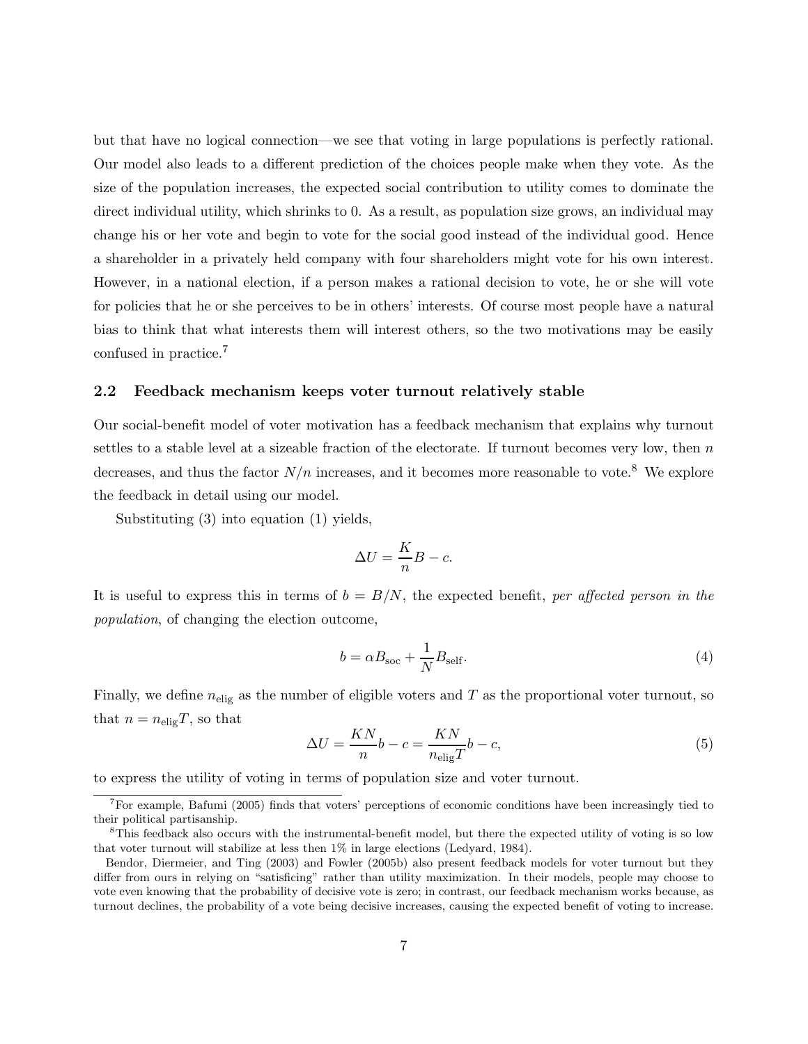but that have no logical connection—we see that voting in large populations is perfectly rational. Our model also leads to a different prediction of the choices people make when they vote. As the size of the population increases, the expected social contribution to utility comes to dominate the direct individual utility, which shrinks to 0. As a result, as population size grows, an individual may change his or her vote and begin to vote for the social good instead of the individual good. Hence a shareholder in a privately held company with four shareholders might vote for his own interest. However, in a national election, if a person makes a rational decision to vote, he or she will vote for policies that he or she perceives to be in others' interests. Of course most people have a natural bias to think that what interests them will interest others, so the two motivations may be easily confused in practice.[7]

### 2.2 Feedback mechanism keeps voter turnout relatively stable

Our social-benefit model of voter motivation has a feedback mechanism that explains why turnout settles to a stable level at a sizeable fraction of the electorate. If turnout becomes very low, then $n$ decreases, and thus the factor $N/n$ increases, and it becomes more reasonable to vote.[8] We explore the feedback in detail using our model.

Substituting (3) into equation (1) yields,

$$\Delta U = \frac{K}{n}B - c.$$

It is useful to express this in terms of $b = B/N$, the expected benefit, *per affected person in the population*, of changing the election outcome,

$$b = \alpha B_{\text{soc}} + \frac{1}{N}B_{\text{self}}. \tag{4}$$

Finally, we define $n_{\text{elig}}$ as the number of eligible voters and $T$ as the proportional voter turnout, so that $n = n_{\text{elig}}T$, so that

$$\Delta U = \frac{KN}{n}b - c = \frac{KN}{n_{\text{elig}}T}b - c, \tag{5}$$

to express the utility of voting in terms of population size and voter turnout.

---

[7] For example, Bafumi (2005) finds that voters' perceptions of economic conditions have been increasingly tied to their political partisanship.

[8] This feedback also occurs with the instrumental-benefit model, but there the expected utility of voting is so low that voter turnout will stabilize at less then 1% in large elections (Ledyard, 1984).

Bendor, Diermeier, and Ting (2003) and Fowler (2005b) also present feedback models for voter turnout but they differ from ours in relying on "satisficing" rather than utility maximization. In their models, people may choose to vote even knowing that the probability of decisive vote is zero; in contrast, our feedback mechanism works because, as turnout declines, the probability of a vote being decisive increases, causing the expected benefit of voting to increase.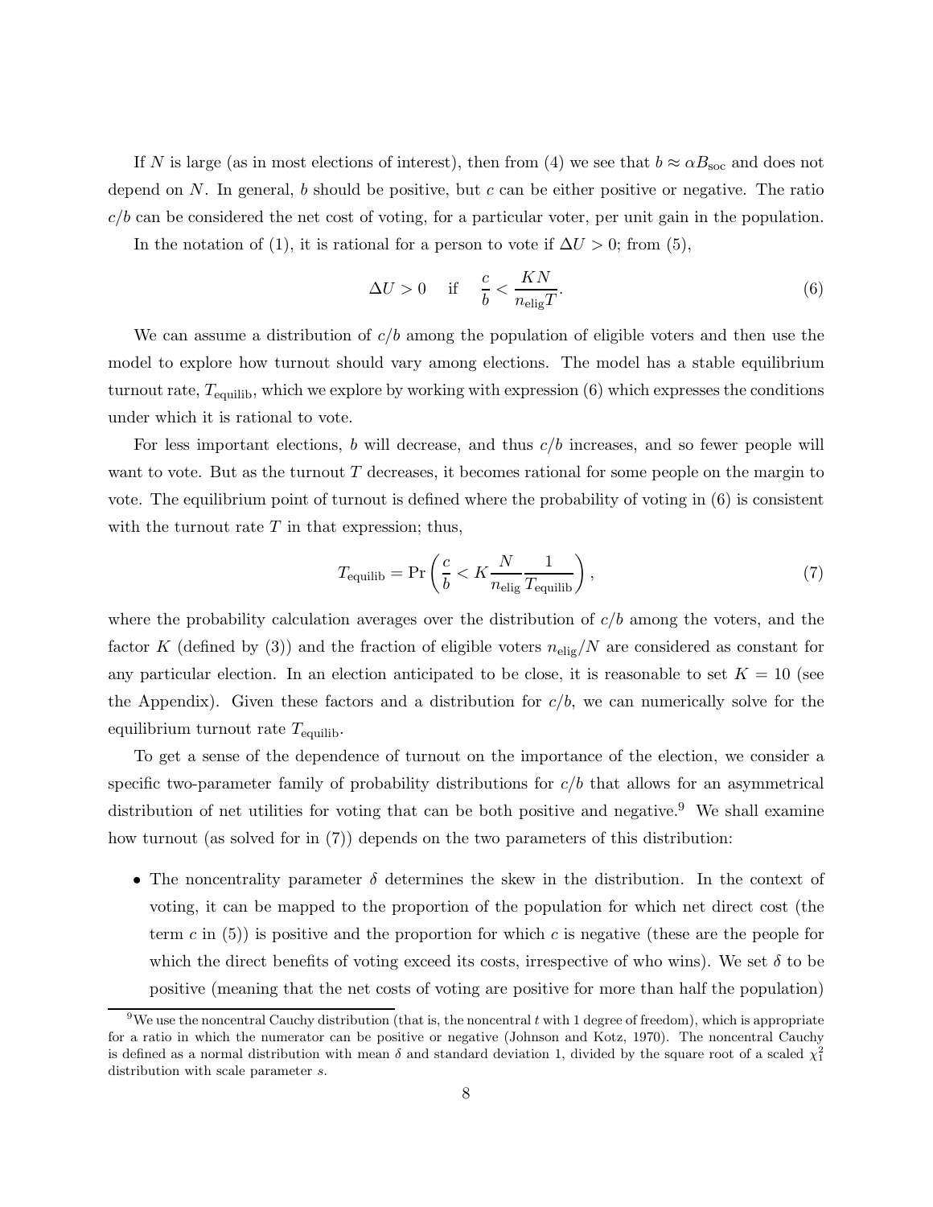If $N$ is large (as in most elections of interest), then from (4) we see that $b \approx \alpha B_{\text{soc}}$ and does not depend on $N$. In general, $b$ should be positive, but $c$ can be either positive or negative. The ratio $c/b$ can be considered the net cost of voting, for a particular voter, per unit gain in the population.

In the notation of (1), it is rational for a person to vote if $\Delta U > 0$; from (5),

$$\Delta U > 0 \quad \text{if} \quad \frac{c}{b} < \frac{KN}{n_{\text{elig}} T}. \tag{6}$$

We can assume a distribution of $c/b$ among the population of eligible voters and then use the model to explore how turnout should vary among elections. The model has a stable equilibrium turnout rate, $T_{\text{equilib}}$, which we explore by working with expression (6) which expresses the conditions under which it is rational to vote.

For less important elections, $b$ will decrease, and thus $c/b$ increases, and so fewer people will want to vote. But as the turnout $T$ decreases, it becomes rational for some people on the margin to vote. The equilibrium point of turnout is defined where the probability of voting in (6) is consistent with the turnout rate $T$ in that expression; thus,

$$T_{\text{equilib}} = \Pr\left(\frac{c}{b} < K \frac{N}{n_{\text{elig}}} \frac{1}{T_{\text{equilib}}}\right), \tag{7}$$

where the probability calculation averages over the distribution of $c/b$ among the voters, and the factor $K$ (defined by (3)) and the fraction of eligible voters $n_{\text{elig}}/N$ are considered as constant for any particular election. In an election anticipated to be close, it is reasonable to set $K = 10$ (see the Appendix). Given these factors and a distribution for $c/b$, we can numerically solve for the equilibrium turnout rate $T_{\text{equilib}}$.

To get a sense of the dependence of turnout on the importance of the election, we consider a specific two-parameter family of probability distributions for $c/b$ that allows for an asymmetrical distribution of net utilities for voting that can be both positive and negative.[9] We shall examine how turnout (as solved for in (7)) depends on the two parameters of this distribution:

- The noncentrality parameter $\delta$ determines the skew in the distribution. In the context of voting, it can be mapped to the proportion of the population for which net direct cost (the term $c$ in (5)) is positive and the proportion for which $c$ is negative (these are the people for which the direct benefits of voting exceed its costs, irrespective of who wins). We set $\delta$ to be positive (meaning that the net costs of voting are positive for more than half the population)

[9] We use the noncentral Cauchy distribution (that is, the noncentral $t$ with 1 degree of freedom), which is appropriate for a ratio in which the numerator can be positive or negative (Johnson and Kotz, 1970). The noncentral Cauchy is defined as a normal distribution with mean $\delta$ and standard deviation 1, divided by the square root of a scaled $\chi^2_1$ distribution with scale parameter $s$.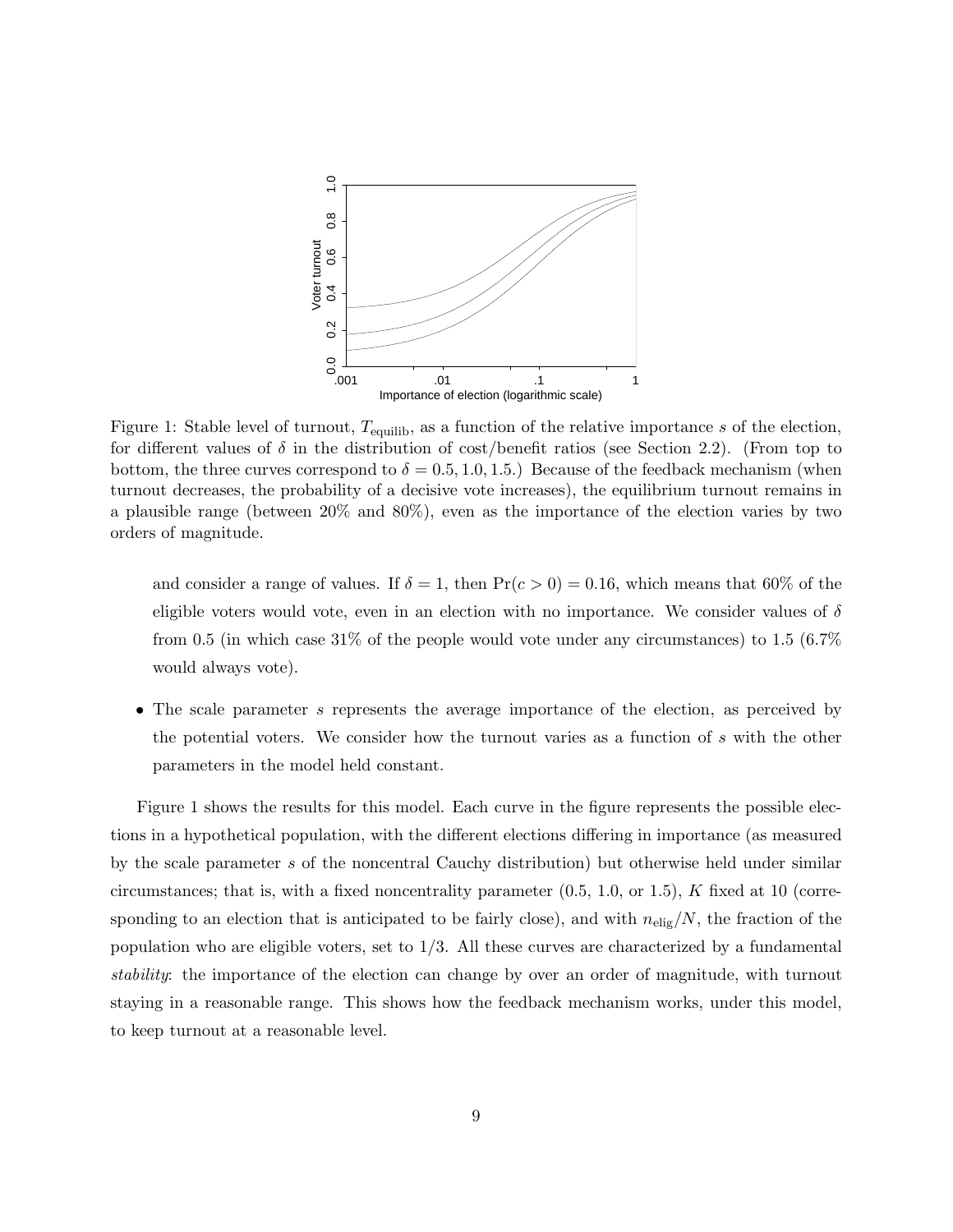Figure 1: Stable level of turnout, $T_{\text{equilib}}$, as a function of the relative importance $s$ of the election, for different values of $\delta$ in the distribution of cost/benefit ratios (see Section 2.2). (From top to bottom, the three curves correspond to $\delta = 0.5, 1.0, 1.5$.) Because of the feedback mechanism (when turnout decreases, the probability of a decisive vote increases), the equilibrium turnout remains in a plausible range (between 20% and 80%), even as the importance of the election varies by two orders of magnitude.

and consider a range of values. If $\delta = 1$, then $\Pr(c > 0) = 0.16$, which means that 60% of the eligible voters would vote, even in an election with no importance. We consider values of $\delta$ from 0.5 (in which case 31% of the people would vote under any circumstances) to 1.5 (6.7% would always vote).

- The scale parameter $s$ represents the average importance of the election, as perceived by the potential voters. We consider how the turnout varies as a function of $s$ with the other parameters in the model held constant.

Figure 1 shows the results for this model. Each curve in the figure represents the possible elections in a hypothetical population, with the different elections differing in importance (as measured by the scale parameter $s$ of the noncentral Cauchy distribution) but otherwise held under similar circumstances; that is, with a fixed noncentrality parameter (0.5, 1.0, or 1.5), $K$ fixed at 10 (corresponding to an election that is anticipated to be fairly close), and with $n_{\text{elig}}/N$, the fraction of the population who are eligible voters, set to 1/3. All these curves are characterized by a fundamental *stability*: the importance of the election can change by over an order of magnitude, with turnout staying in a reasonable range. This shows how the feedback mechanism works, under this model, to keep turnout at a reasonable level.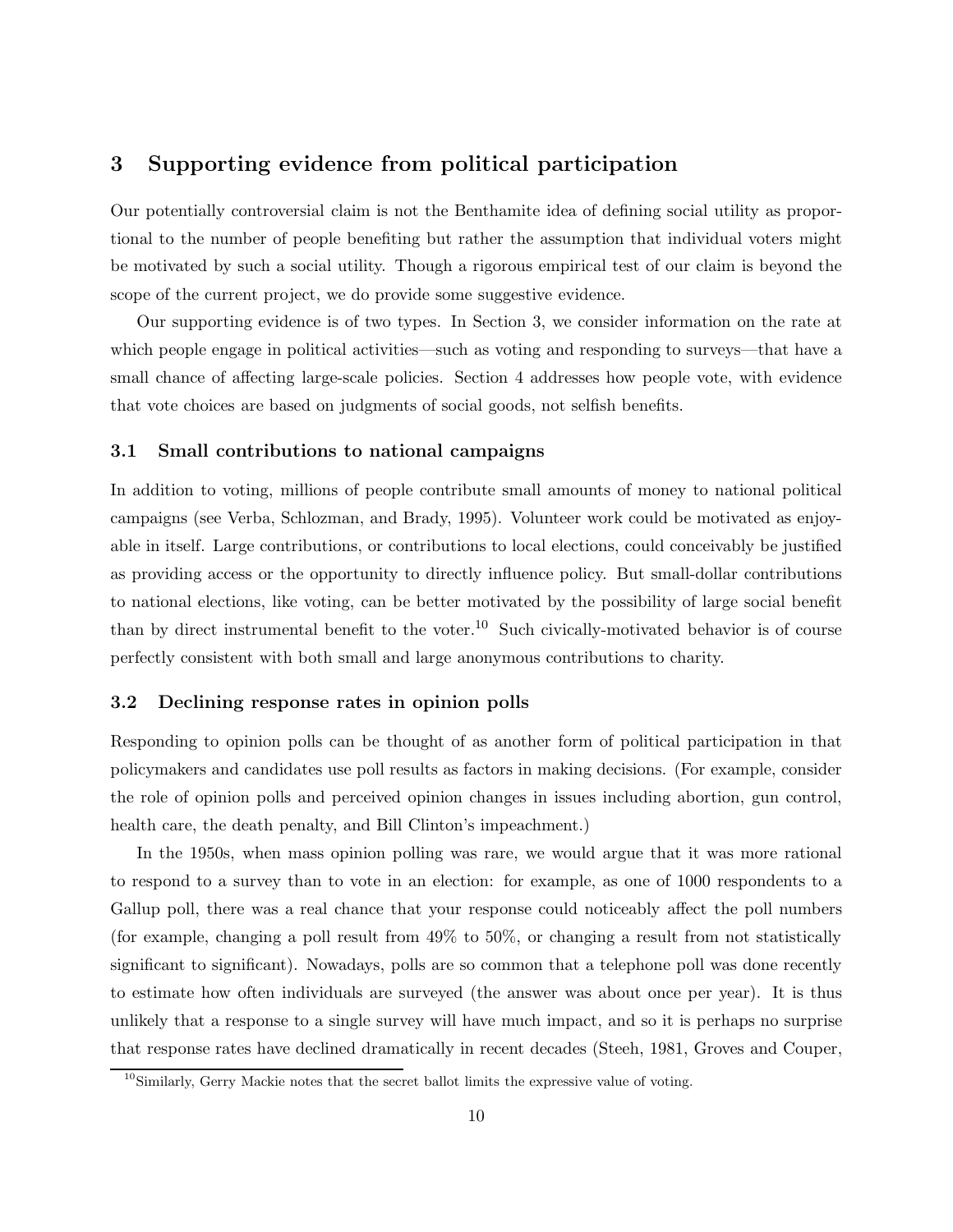## 3 Supporting evidence from political participation

Our potentially controversial claim is not the Benthamite idea of defining social utility as proportional to the number of people benefiting but rather the assumption that individual voters might be motivated by such a social utility. Though a rigorous empirical test of our claim is beyond the scope of the current project, we do provide some suggestive evidence.

Our supporting evidence is of two types. In Section 3, we consider information on the rate at which people engage in political activities—such as voting and responding to surveys—that have a small chance of affecting large-scale policies. Section 4 addresses how people vote, with evidence that vote choices are based on judgments of social goods, not selfish benefits.

### 3.1 Small contributions to national campaigns

In addition to voting, millions of people contribute small amounts of money to national political campaigns (see Verba, Schlozman, and Brady, 1995). Volunteer work could be motivated as enjoyable in itself. Large contributions, or contributions to local elections, could conceivably be justified as providing access or the opportunity to directly influence policy. But small-dollar contributions to national elections, like voting, can be better motivated by the possibility of large social benefit than by direct instrumental benefit to the voter.[10] Such civically-motivated behavior is of course perfectly consistent with both small and large anonymous contributions to charity.

### 3.2 Declining response rates in opinion polls

Responding to opinion polls can be thought of as another form of political participation in that policymakers and candidates use poll results as factors in making decisions. (For example, consider the role of opinion polls and perceived opinion changes in issues including abortion, gun control, health care, the death penalty, and Bill Clinton's impeachment.)

In the 1950s, when mass opinion polling was rare, we would argue that it was more rational to respond to a survey than to vote in an election: for example, as one of 1000 respondents to a Gallup poll, there was a real chance that your response could noticeably affect the poll numbers (for example, changing a poll result from 49% to 50%, or changing a result from not statistically significant to significant). Nowadays, polls are so common that a telephone poll was done recently to estimate how often individuals are surveyed (the answer was about once per year). It is thus unlikely that a response to a single survey will have much impact, and so it is perhaps no surprise that response rates have declined dramatically in recent decades (Steeh, 1981, Groves and Couper,

[10] Similarly, Gerry Mackie notes that the secret ballot limits the expressive value of voting.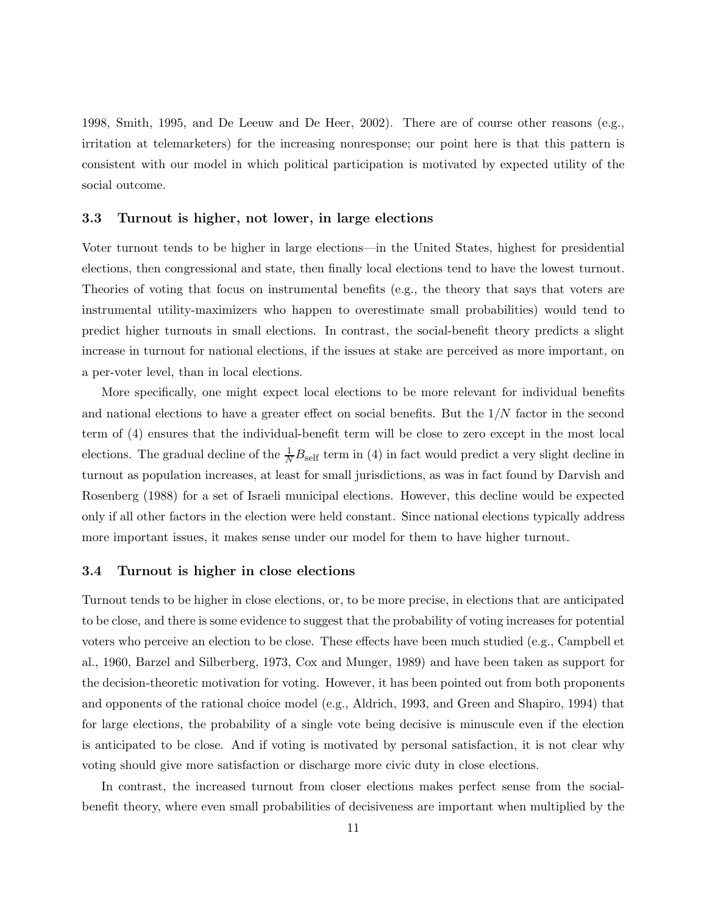1998, Smith, 1995, and De Leeuw and De Heer, 2002). There are of course other reasons (e.g., irritation at telemarketers) for the increasing nonresponse; our point here is that this pattern is consistent with our model in which political participation is motivated by expected utility of the social outcome.

### 3.3 Turnout is higher, not lower, in large elections

Voter turnout tends to be higher in large elections—in the United States, highest for presidential elections, then congressional and state, then finally local elections tend to have the lowest turnout. Theories of voting that focus on instrumental benefits (e.g., the theory that says that voters are instrumental utility-maximizers who happen to overestimate small probabilities) would tend to predict higher turnouts in small elections. In contrast, the social-benefit theory predicts a slight increase in turnout for national elections, if the issues at stake are perceived as more important, on a per-voter level, than in local elections.

More specifically, one might expect local elections to be more relevant for individual benefits and national elections to have a greater effect on social benefits. But the $1/N$ factor in the second term of (4) ensures that the individual-benefit term will be close to zero except in the most local elections. The gradual decline of the $\frac{1}{N}B_{\text{self}}$ term in (4) in fact would predict a very slight decline in turnout as population increases, at least for small jurisdictions, as was in fact found by Darvish and Rosenberg (1988) for a set of Israeli municipal elections. However, this decline would be expected only if all other factors in the election were held constant. Since national elections typically address more important issues, it makes sense under our model for them to have higher turnout.

### 3.4 Turnout is higher in close elections

Turnout tends to be higher in close elections, or, to be more precise, in elections that are anticipated to be close, and there is some evidence to suggest that the probability of voting increases for potential voters who perceive an election to be close. These effects have been much studied (e.g., Campbell et al., 1960, Barzel and Silberberg, 1973, Cox and Munger, 1989) and have been taken as support for the decision-theoretic motivation for voting. However, it has been pointed out from both proponents and opponents of the rational choice model (e.g., Aldrich, 1993, and Green and Shapiro, 1994) that for large elections, the probability of a single vote being decisive is minuscule even if the election is anticipated to be close. And if voting is motivated by personal satisfaction, it is not clear why voting should give more satisfaction or discharge more civic duty in close elections.

In contrast, the increased turnout from closer elections makes perfect sense from the social-benefit theory, where even small probabilities of decisiveness are important when multiplied by the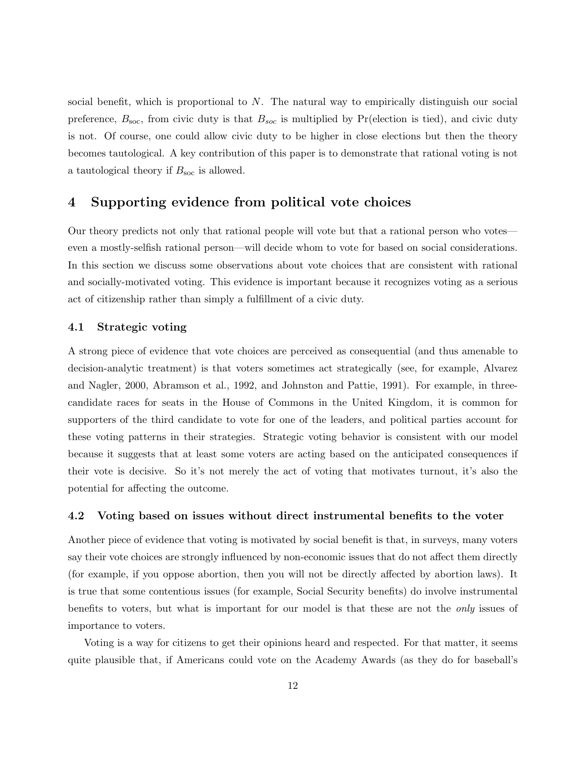social benefit, which is proportional to $N$. The natural way to empirically distinguish our social preference, $B_{\text{soc}}$, from civic duty is that $B_{soc}$ is multiplied by Pr(election is tied), and civic duty is not. Of course, one could allow civic duty to be higher in close elections but then the theory becomes tautological. A key contribution of this paper is to demonstrate that rational voting is not a tautological theory if $B_{\text{soc}}$ is allowed.

## 4 Supporting evidence from political vote choices

Our theory predicts not only that rational people will vote but that a rational person who votes—even a mostly-selfish rational person—will decide whom to vote for based on social considerations. In this section we discuss some observations about vote choices that are consistent with rational and socially-motivated voting. This evidence is important because it recognizes voting as a serious act of citizenship rather than simply a fulfillment of a civic duty.

### 4.1 Strategic voting

A strong piece of evidence that vote choices are perceived as consequential (and thus amenable to decision-analytic treatment) is that voters sometimes act strategically (see, for example, Alvarez and Nagler, 2000, Abramson et al., 1992, and Johnston and Pattie, 1991). For example, in three-candidate races for seats in the House of Commons in the United Kingdom, it is common for supporters of the third candidate to vote for one of the leaders, and political parties account for these voting patterns in their strategies. Strategic voting behavior is consistent with our model because it suggests that at least some voters are acting based on the anticipated consequences if their vote is decisive. So it's not merely the act of voting that motivates turnout, it's also the potential for affecting the outcome.

### 4.2 Voting based on issues without direct instrumental benefits to the voter

Another piece of evidence that voting is motivated by social benefit is that, in surveys, many voters say their vote choices are strongly influenced by non-economic issues that do not affect them directly (for example, if you oppose abortion, then you will not be directly affected by abortion laws). It is true that some contentious issues (for example, Social Security benefits) do involve instrumental benefits to voters, but what is important for our model is that these are not the *only* issues of importance to voters.

Voting is a way for citizens to get their opinions heard and respected. For that matter, it seems quite plausible that, if Americans could vote on the Academy Awards (as they do for baseball's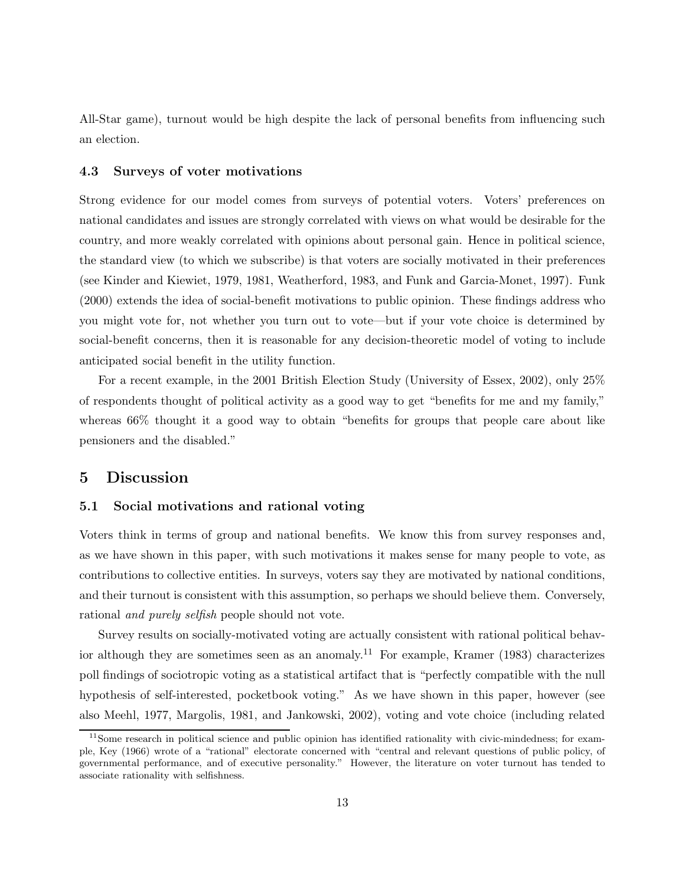All-Star game), turnout would be high despite the lack of personal benefits from influencing such an election.

### 4.3 Surveys of voter motivations

Strong evidence for our model comes from surveys of potential voters. Voters' preferences on national candidates and issues are strongly correlated with views on what would be desirable for the country, and more weakly correlated with opinions about personal gain. Hence in political science, the standard view (to which we subscribe) is that voters are socially motivated in their preferences (see Kinder and Kiewiet, 1979, 1981, Weatherford, 1983, and Funk and Garcia-Monet, 1997). Funk (2000) extends the idea of social-benefit motivations to public opinion. These findings address who you might vote for, not whether you turn out to vote—but if your vote choice is determined by social-benefit concerns, then it is reasonable for any decision-theoretic model of voting to include anticipated social benefit in the utility function.

For a recent example, in the 2001 British Election Study (University of Essex, 2002), only 25% of respondents thought of political activity as a good way to get "benefits for me and my family," whereas 66% thought it a good way to obtain "benefits for groups that people care about like pensioners and the disabled."

## 5 Discussion

### 5.1 Social motivations and rational voting

Voters think in terms of group and national benefits. We know this from survey responses and, as we have shown in this paper, with such motivations it makes sense for many people to vote, as contributions to collective entities. In surveys, voters say they are motivated by national conditions, and their turnout is consistent with this assumption, so perhaps we should believe them. Conversely, rational *and purely selfish* people should not vote.

Survey results on socially-motivated voting are actually consistent with rational political behavior although they are sometimes seen as an anomaly.[11] For example, Kramer (1983) characterizes poll findings of sociotropic voting as a statistical artifact that is "perfectly compatible with the null hypothesis of self-interested, pocketbook voting." As we have shown in this paper, however (see also Meehl, 1977, Margolis, 1981, and Jankowski, 2002), voting and vote choice (including related

[11] Some research in political science and public opinion has identified rationality with civic-mindedness; for example, Key (1966) wrote of a "rational" electorate concerned with "central and relevant questions of public policy, of governmental performance, and of executive personality." However, the literature on voter turnout has tended to associate rationality with selfishness.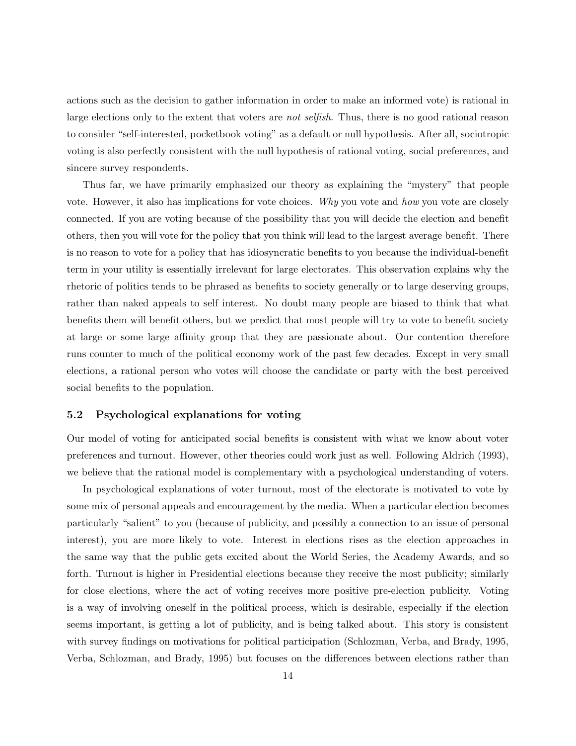actions such as the decision to gather information in order to make an informed vote) is rational in large elections only to the extent that voters are *not selfish*. Thus, there is no good rational reason to consider "self-interested, pocketbook voting" as a default or null hypothesis. After all, sociotropic voting is also perfectly consistent with the null hypothesis of rational voting, social preferences, and sincere survey respondents.

Thus far, we have primarily emphasized our theory as explaining the "mystery" that people vote. However, it also has implications for vote choices. *Why* you vote and *how* you vote are closely connected. If you are voting because of the possibility that you will decide the election and benefit others, then you will vote for the policy that you think will lead to the largest average benefit. There is no reason to vote for a policy that has idiosyncratic benefits to you because the individual-benefit term in your utility is essentially irrelevant for large electorates. This observation explains why the rhetoric of politics tends to be phrased as benefits to society generally or to large deserving groups, rather than naked appeals to self interest. No doubt many people are biased to think that what benefits them will benefit others, but we predict that most people will try to vote to benefit society at large or some large affinity group that they are passionate about. Our contention therefore runs counter to much of the political economy work of the past few decades. Except in very small elections, a rational person who votes will choose the candidate or party with the best perceived social benefits to the population.

### 5.2 Psychological explanations for voting

Our model of voting for anticipated social benefits is consistent with what we know about voter preferences and turnout. However, other theories could work just as well. Following Aldrich (1993), we believe that the rational model is complementary with a psychological understanding of voters.

In psychological explanations of voter turnout, most of the electorate is motivated to vote by some mix of personal appeals and encouragement by the media. When a particular election becomes particularly "salient" to you (because of publicity, and possibly a connection to an issue of personal interest), you are more likely to vote. Interest in elections rises as the election approaches in the same way that the public gets excited about the World Series, the Academy Awards, and so forth. Turnout is higher in Presidential elections because they receive the most publicity; similarly for close elections, where the act of voting receives more positive pre-election publicity. Voting is a way of involving oneself in the political process, which is desirable, especially if the election seems important, is getting a lot of publicity, and is being talked about. This story is consistent with survey findings on motivations for political participation (Schlozman, Verba, and Brady, 1995, Verba, Schlozman, and Brady, 1995) but focuses on the differences between elections rather than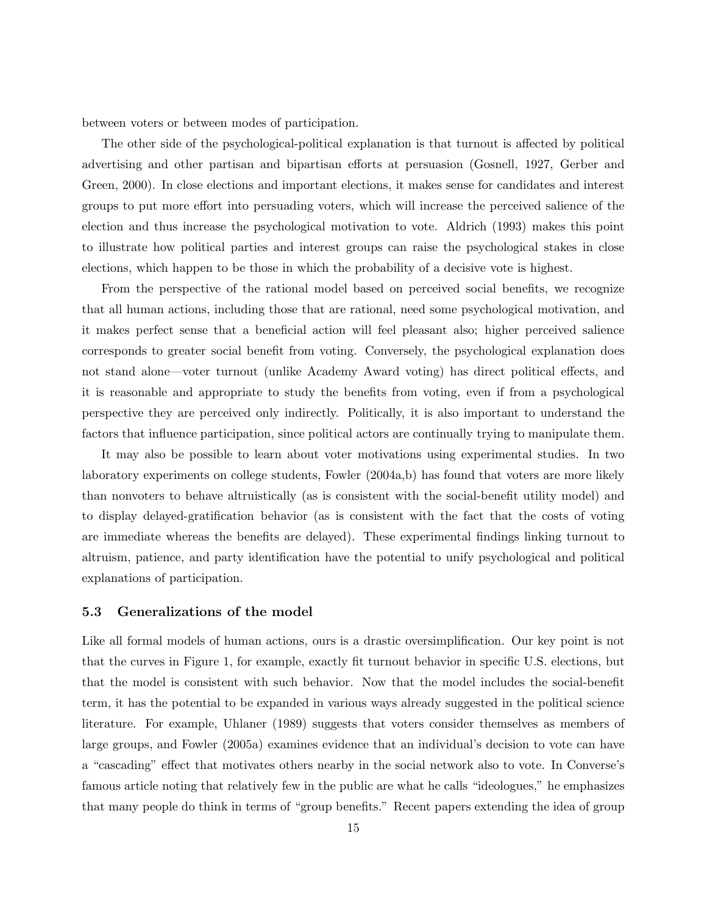between voters or between modes of participation.

The other side of the psychological-political explanation is that turnout is affected by political advertising and other partisan and bipartisan efforts at persuasion (Gosnell, 1927, Gerber and Green, 2000). In close elections and important elections, it makes sense for candidates and interest groups to put more effort into persuading voters, which will increase the perceived salience of the election and thus increase the psychological motivation to vote. Aldrich (1993) makes this point to illustrate how political parties and interest groups can raise the psychological stakes in close elections, which happen to be those in which the probability of a decisive vote is highest.

From the perspective of the rational model based on perceived social benefits, we recognize that all human actions, including those that are rational, need some psychological motivation, and it makes perfect sense that a beneficial action will feel pleasant also; higher perceived salience corresponds to greater social benefit from voting. Conversely, the psychological explanation does not stand alone—voter turnout (unlike Academy Award voting) has direct political effects, and it is reasonable and appropriate to study the benefits from voting, even if from a psychological perspective they are perceived only indirectly. Politically, it is also important to understand the factors that influence participation, since political actors are continually trying to manipulate them.

It may also be possible to learn about voter motivations using experimental studies. In two laboratory experiments on college students, Fowler (2004a,b) has found that voters are more likely than nonvoters to behave altruistically (as is consistent with the social-benefit utility model) and to display delayed-gratification behavior (as is consistent with the fact that the costs of voting are immediate whereas the benefits are delayed). These experimental findings linking turnout to altruism, patience, and party identification have the potential to unify psychological and political explanations of participation.

### 5.3 Generalizations of the model

Like all formal models of human actions, ours is a drastic oversimplification. Our key point is not that the curves in Figure 1, for example, exactly fit turnout behavior in specific U.S. elections, but that the model is consistent with such behavior. Now that the model includes the social-benefit term, it has the potential to be expanded in various ways already suggested in the political science literature. For example, Uhlaner (1989) suggests that voters consider themselves as members of large groups, and Fowler (2005a) examines evidence that an individual's decision to vote can have a "cascading" effect that motivates others nearby in the social network also to vote. In Converse's famous article noting that relatively few in the public are what he calls "ideologues," he emphasizes that many people do think in terms of "group benefits." Recent papers extending the idea of group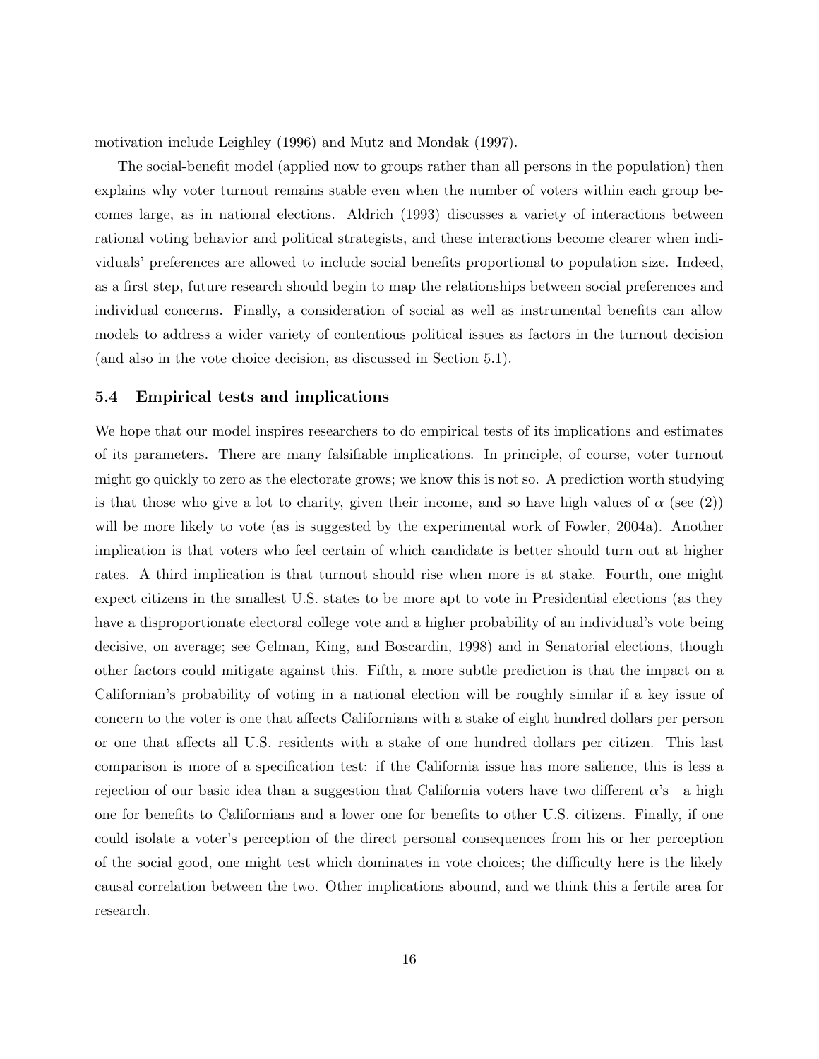motivation include Leighley (1996) and Mutz and Mondak (1997).

The social-benefit model (applied now to groups rather than all persons in the population) then explains why voter turnout remains stable even when the number of voters within each group becomes large, as in national elections. Aldrich (1993) discusses a variety of interactions between rational voting behavior and political strategists, and these interactions become clearer when individuals' preferences are allowed to include social benefits proportional to population size. Indeed, as a first step, future research should begin to map the relationships between social preferences and individual concerns. Finally, a consideration of social as well as instrumental benefits can allow models to address a wider variety of contentious political issues as factors in the turnout decision (and also in the vote choice decision, as discussed in Section 5.1).

### 5.4 Empirical tests and implications

We hope that our model inspires researchers to do empirical tests of its implications and estimates of its parameters. There are many falsifiable implications. In principle, of course, voter turnout might go quickly to zero as the electorate grows; we know this is not so. A prediction worth studying is that those who give a lot to charity, given their income, and so have high values of $\alpha$ (see (2)) will be more likely to vote (as is suggested by the experimental work of Fowler, 2004a). Another implication is that voters who feel certain of which candidate is better should turn out at higher rates. A third implication is that turnout should rise when more is at stake. Fourth, one might expect citizens in the smallest U.S. states to be more apt to vote in Presidential elections (as they have a disproportionate electoral college vote and a higher probability of an individual's vote being decisive, on average; see Gelman, King, and Boscardin, 1998) and in Senatorial elections, though other factors could mitigate against this. Fifth, a more subtle prediction is that the impact on a Californian's probability of voting in a national election will be roughly similar if a key issue of concern to the voter is one that affects Californians with a stake of eight hundred dollars per person or one that affects all U.S. residents with a stake of one hundred dollars per citizen. This last comparison is more of a specification test: if the California issue has more salience, this is less a rejection of our basic idea than a suggestion that California voters have two different $\alpha$'s—a high one for benefits to Californians and a lower one for benefits to other U.S. citizens. Finally, if one could isolate a voter's perception of the direct personal consequences from his or her perception of the social good, one might test which dominates in vote choices; the difficulty here is the likely causal correlation between the two. Other implications abound, and we think this a fertile area for research.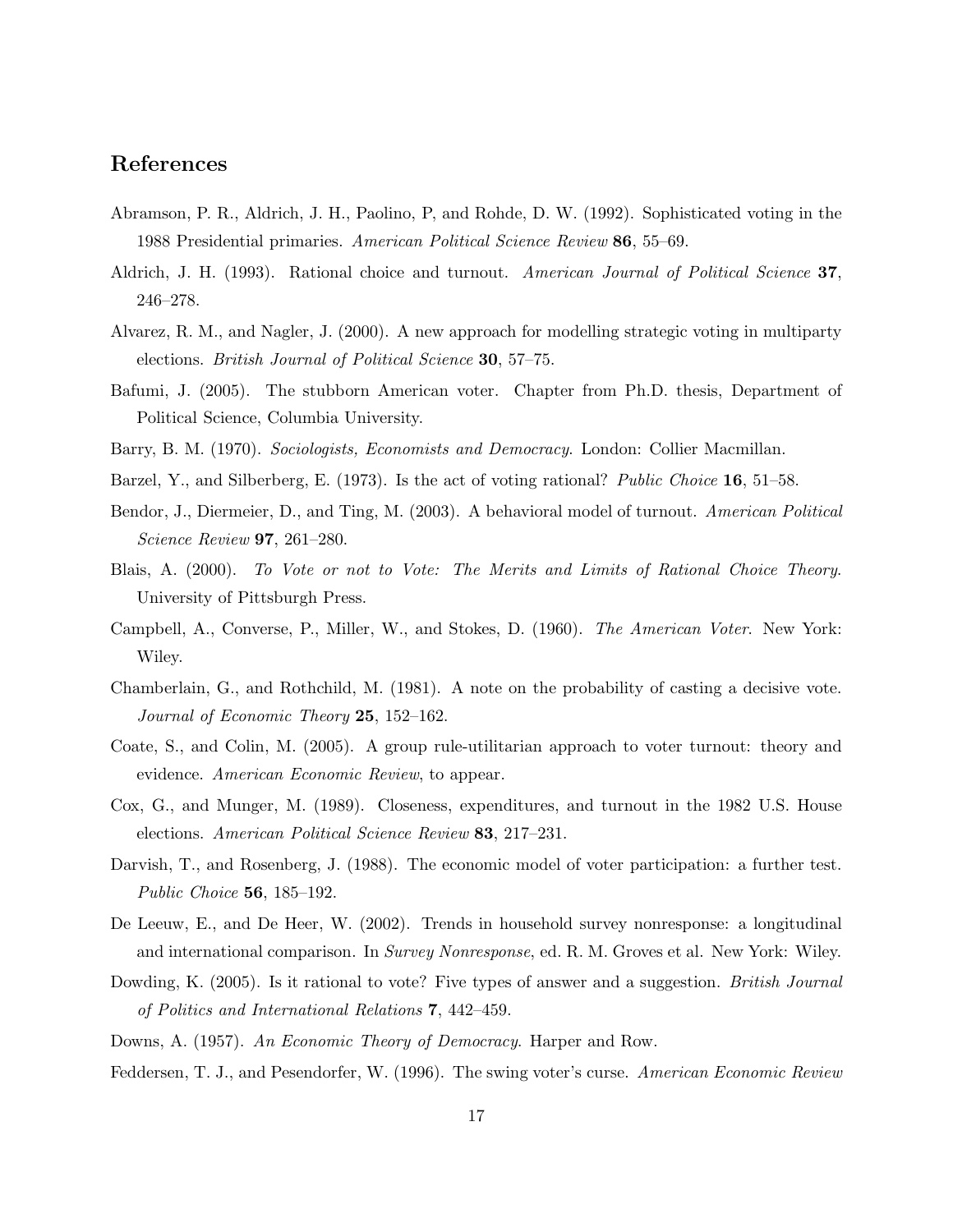## References

Abramson, P. R., Aldrich, J. H., Paolino, P, and Rohde, D. W. (1992). Sophisticated voting in the 1988 Presidential primaries. *American Political Science Review* **86**, 55–69.

Aldrich, J. H. (1993). Rational choice and turnout. *American Journal of Political Science* **37**, 246–278.

Alvarez, R. M., and Nagler, J. (2000). A new approach for modelling strategic voting in multiparty elections. *British Journal of Political Science* **30**, 57–75.

Bafumi, J. (2005). The stubborn American voter. Chapter from Ph.D. thesis, Department of Political Science, Columbia University.

Barry, B. M. (1970). *Sociologists, Economists and Democracy*. London: Collier Macmillan.

Barzel, Y., and Silberberg, E. (1973). Is the act of voting rational? *Public Choice* **16**, 51–58.

Bendor, J., Diermeier, D., and Ting, M. (2003). A behavioral model of turnout. *American Political Science Review* **97**, 261–280.

Blais, A. (2000). *To Vote or not to Vote: The Merits and Limits of Rational Choice Theory*. University of Pittsburgh Press.

Campbell, A., Converse, P., Miller, W., and Stokes, D. (1960). *The American Voter*. New York: Wiley.

Chamberlain, G., and Rothchild, M. (1981). A note on the probability of casting a decisive vote. *Journal of Economic Theory* **25**, 152–162.

Coate, S., and Colin, M. (2005). A group rule-utilitarian approach to voter turnout: theory and evidence. *American Economic Review*, to appear.

Cox, G., and Munger, M. (1989). Closeness, expenditures, and turnout in the 1982 U.S. House elections. *American Political Science Review* **83**, 217–231.

Darvish, T., and Rosenberg, J. (1988). The economic model of voter participation: a further test. *Public Choice* **56**, 185–192.

De Leeuw, E., and De Heer, W. (2002). Trends in household survey nonresponse: a longitudinal and international comparison. In *Survey Nonresponse*, ed. R. M. Groves et al. New York: Wiley.

Dowding, K. (2005). Is it rational to vote? Five types of answer and a suggestion. *British Journal of Politics and International Relations* **7**, 442–459.

Downs, A. (1957). *An Economic Theory of Democracy*. Harper and Row.

Feddersen, T. J., and Pesendorfer, W. (1996). The swing voter's curse. *American Economic Review*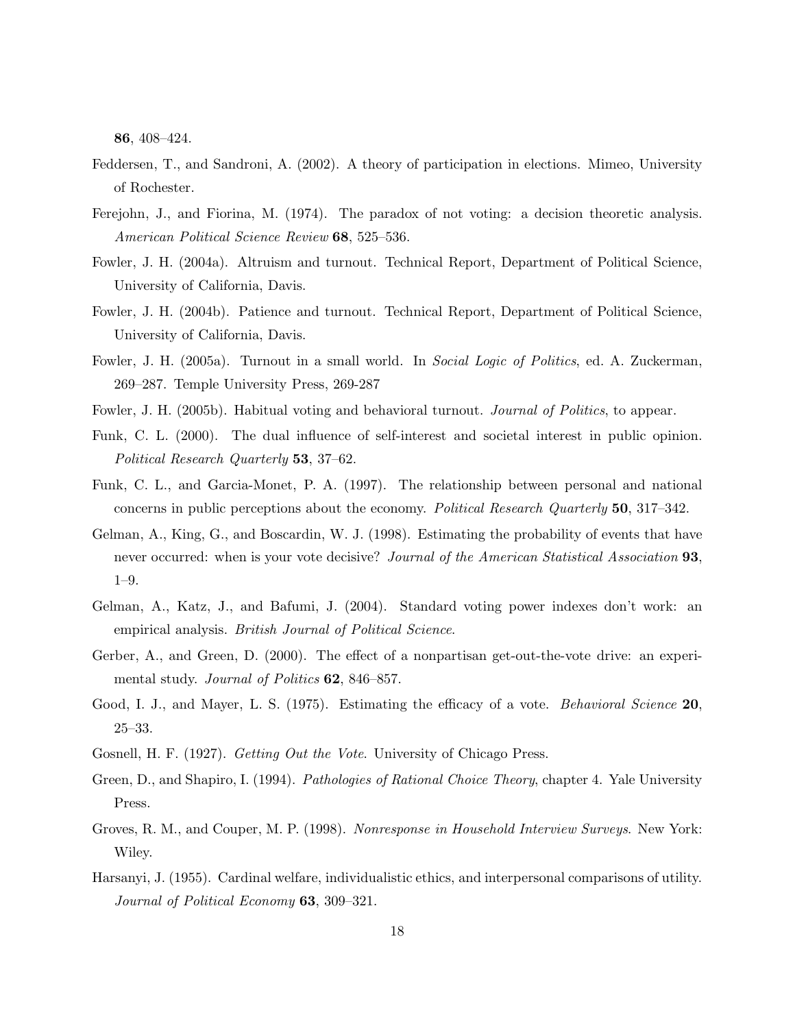**86**, 408–424.

Feddersen, T., and Sandroni, A. (2002). A theory of participation in elections. Mimeo, University of Rochester.

Ferejohn, J., and Fiorina, M. (1974). The paradox of not voting: a decision theoretic analysis. *American Political Science Review* **68**, 525–536.

Fowler, J. H. (2004a). Altruism and turnout. Technical Report, Department of Political Science, University of California, Davis.

Fowler, J. H. (2004b). Patience and turnout. Technical Report, Department of Political Science, University of California, Davis.

Fowler, J. H. (2005a). Turnout in a small world. In *Social Logic of Politics*, ed. A. Zuckerman, 269–287. Temple University Press, 269-287

Fowler, J. H. (2005b). Habitual voting and behavioral turnout. *Journal of Politics*, to appear.

Funk, C. L. (2000). The dual influence of self-interest and societal interest in public opinion. *Political Research Quarterly* **53**, 37–62.

Funk, C. L., and Garcia-Monet, P. A. (1997). The relationship between personal and national concerns in public perceptions about the economy. *Political Research Quarterly* **50**, 317–342.

Gelman, A., King, G., and Boscardin, W. J. (1998). Estimating the probability of events that have never occurred: when is your vote decisive? *Journal of the American Statistical Association* **93**, 1–9.

Gelman, A., Katz, J., and Bafumi, J. (2004). Standard voting power indexes don't work: an empirical analysis. *British Journal of Political Science*.

Gerber, A., and Green, D. (2000). The effect of a nonpartisan get-out-the-vote drive: an experimental study. *Journal of Politics* **62**, 846–857.

Good, I. J., and Mayer, L. S. (1975). Estimating the efficacy of a vote. *Behavioral Science* **20**, 25–33.

Gosnell, H. F. (1927). *Getting Out the Vote*. University of Chicago Press.

Green, D., and Shapiro, I. (1994). *Pathologies of Rational Choice Theory*, chapter 4. Yale University Press.

Groves, R. M., and Couper, M. P. (1998). *Nonresponse in Household Interview Surveys*. New York: Wiley.

Harsanyi, J. (1955). Cardinal welfare, individualistic ethics, and interpersonal comparisons of utility. *Journal of Political Economy* **63**, 309–321.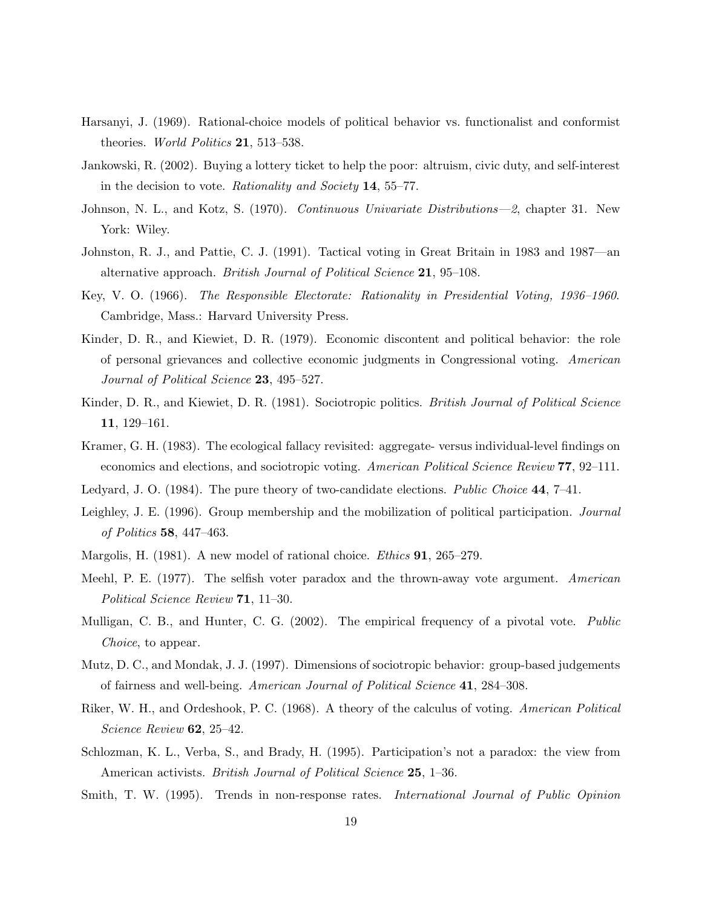Harsanyi, J. (1969). Rational-choice models of political behavior vs. functionalist and conformist theories. *World Politics* **21**, 513–538.

Jankowski, R. (2002). Buying a lottery ticket to help the poor: altruism, civic duty, and self-interest in the decision to vote. *Rationality and Society* **14**, 55–77.

Johnson, N. L., and Kotz, S. (1970). *Continuous Univariate Distributions—2*, chapter 31. New York: Wiley.

Johnston, R. J., and Pattie, C. J. (1991). Tactical voting in Great Britain in 1983 and 1987—an alternative approach. *British Journal of Political Science* **21**, 95–108.

Key, V. O. (1966). *The Responsible Electorate: Rationality in Presidential Voting, 1936–1960*. Cambridge, Mass.: Harvard University Press.

Kinder, D. R., and Kiewiet, D. R. (1979). Economic discontent and political behavior: the role of personal grievances and collective economic judgments in Congressional voting. *American Journal of Political Science* **23**, 495–527.

Kinder, D. R., and Kiewiet, D. R. (1981). Sociotropic politics. *British Journal of Political Science* **11**, 129–161.

Kramer, G. H. (1983). The ecological fallacy revisited: aggregate- versus individual-level findings on economics and elections, and sociotropic voting. *American Political Science Review* **77**, 92–111.

Ledyard, J. O. (1984). The pure theory of two-candidate elections. *Public Choice* **44**, 7–41.

Leighley, J. E. (1996). Group membership and the mobilization of political participation. *Journal of Politics* **58**, 447–463.

Margolis, H. (1981). A new model of rational choice. *Ethics* **91**, 265–279.

Meehl, P. E. (1977). The selfish voter paradox and the thrown-away vote argument. *American Political Science Review* **71**, 11–30.

Mulligan, C. B., and Hunter, C. G. (2002). The empirical frequency of a pivotal vote. *Public Choice*, to appear.

Mutz, D. C., and Mondak, J. J. (1997). Dimensions of sociotropic behavior: group-based judgements of fairness and well-being. *American Journal of Political Science* **41**, 284–308.

Riker, W. H., and Ordeshook, P. C. (1968). A theory of the calculus of voting. *American Political Science Review* **62**, 25–42.

Schlozman, K. L., Verba, S., and Brady, H. (1995). Participation's not a paradox: the view from American activists. *British Journal of Political Science* **25**, 1–36.

Smith, T. W. (1995). Trends in non-response rates. *International Journal of Public Opinion*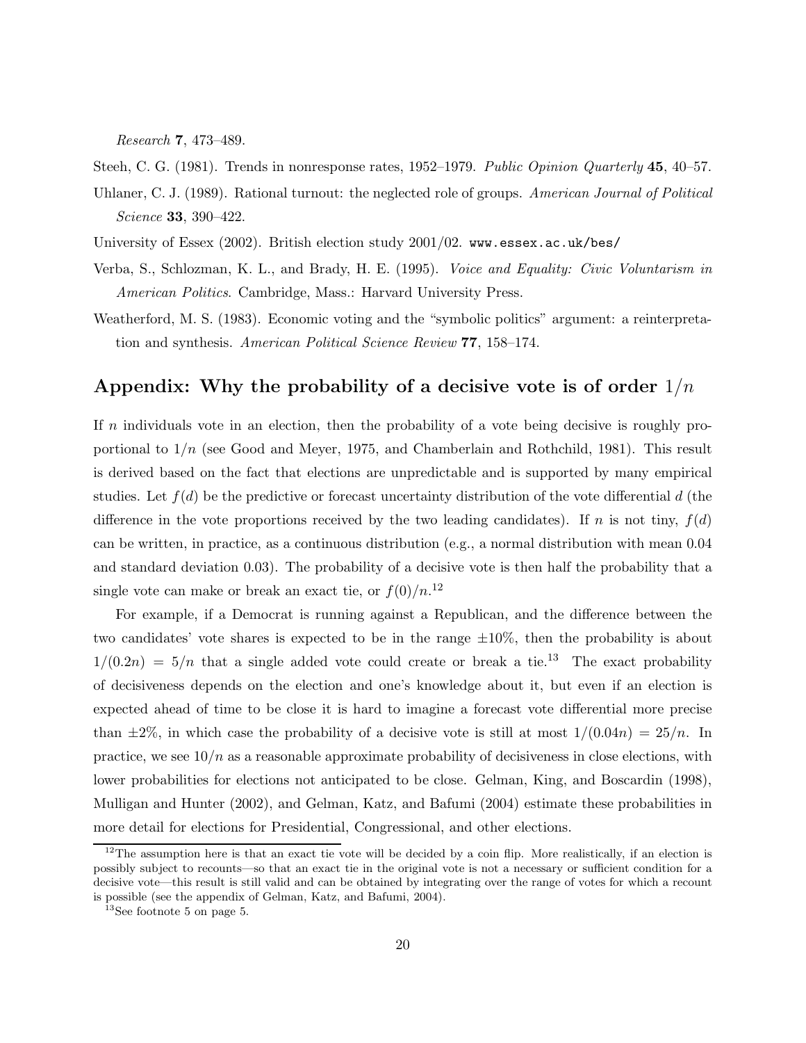*Research* **7**, 473–489.

Steeh, C. G. (1981). Trends in nonresponse rates, 1952–1979. *Public Opinion Quarterly* **45**, 40–57.

Uhlaner, C. J. (1989). Rational turnout: the neglected role of groups. *American Journal of Political Science* **33**, 390–422.

University of Essex (2002). British election study 2001/02. `www.essex.ac.uk/bes/`

Verba, S., Schlozman, K. L., and Brady, H. E. (1995). *Voice and Equality: Civic Voluntarism in American Politics*. Cambridge, Mass.: Harvard University Press.

Weatherford, M. S. (1983). Economic voting and the "symbolic politics" argument: a reinterpretation and synthesis. *American Political Science Review* **77**, 158–174.

## Appendix: Why the probability of a decisive vote is of order $1/n$

If $n$ individuals vote in an election, then the probability of a vote being decisive is roughly proportional to $1/n$ (see Good and Meyer, 1975, and Chamberlain and Rothchild, 1981). This result is derived based on the fact that elections are unpredictable and is supported by many empirical studies. Let $f(d)$ be the predictive or forecast uncertainty distribution of the vote differential $d$ (the difference in the vote proportions received by the two leading candidates). If $n$ is not tiny, $f(d)$ can be written, in practice, as a continuous distribution (e.g., a normal distribution with mean 0.04 and standard deviation 0.03). The probability of a decisive vote is then half the probability that a single vote can make or break an exact tie, or $f(0)/n$.[12]

For example, if a Democrat is running against a Republican, and the difference between the two candidates' vote shares is expected to be in the range $\pm 10\%$, then the probability is about $1/(0.2n) = 5/n$ that a single added vote could create or break a tie.[13] The exact probability of decisiveness depends on the election and one's knowledge about it, but even if an election is expected ahead of time to be close it is hard to imagine a forecast vote differential more precise than $\pm 2\%$, in which case the probability of a decisive vote is still at most $1/(0.04n) = 25/n$. In practice, we see $10/n$ as a reasonable approximate probability of decisiveness in close elections, with lower probabilities for elections not anticipated to be close. Gelman, King, and Boscardin (1998), Mulligan and Hunter (2002), and Gelman, Katz, and Bafumi (2004) estimate these probabilities in more detail for elections for Presidential, Congressional, and other elections.

[12] The assumption here is that an exact tie vote will be decided by a coin flip. More realistically, if an election is possibly subject to recounts—so that an exact tie in the original vote is not a necessary or sufficient condition for a decisive vote—this result is still valid and can be obtained by integrating over the range of votes for which a recount is possible (see the appendix of Gelman, Katz, and Bafumi, 2004).

[13] See footnote 5 on page 5.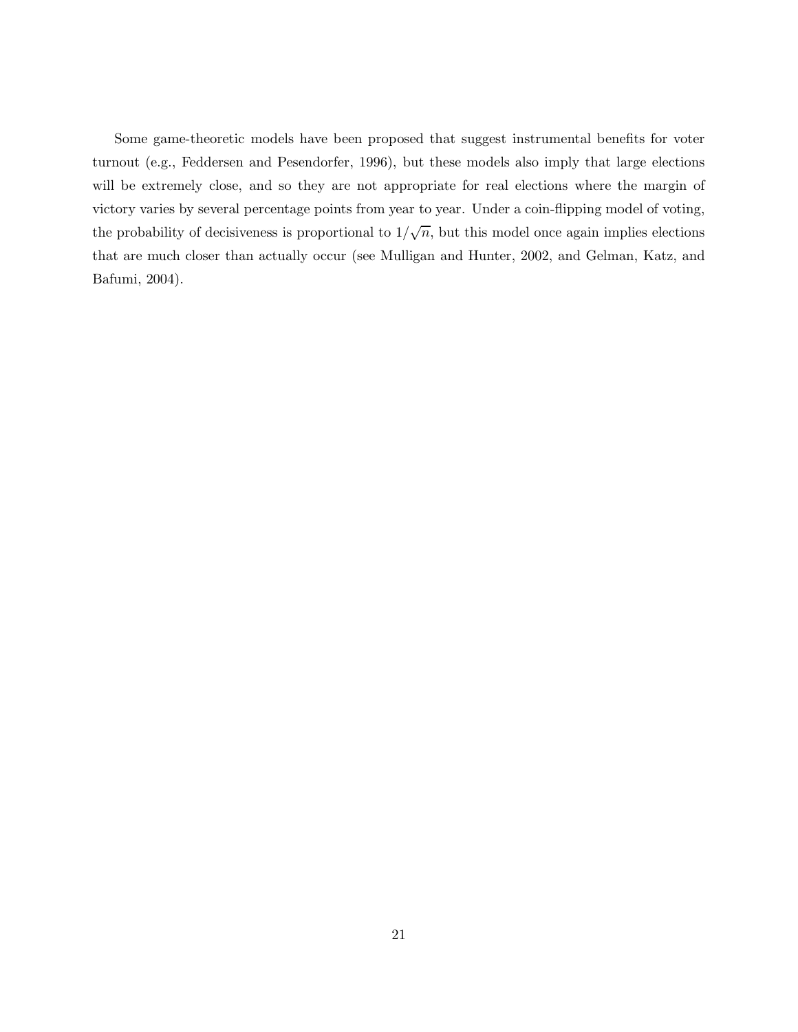Some game-theoretic models have been proposed that suggest instrumental benefits for voter turnout (e.g., Feddersen and Pesendorfer, 1996), but these models also imply that large elections will be extremely close, and so they are not appropriate for real elections where the margin of victory varies by several percentage points from year to year. Under a coin-flipping model of voting, the probability of decisiveness is proportional to $1/\sqrt{n}$, but this model once again implies elections that are much closer than actually occur (see Mulligan and Hunter, 2002, and Gelman, Katz, and Bafumi, 2004).